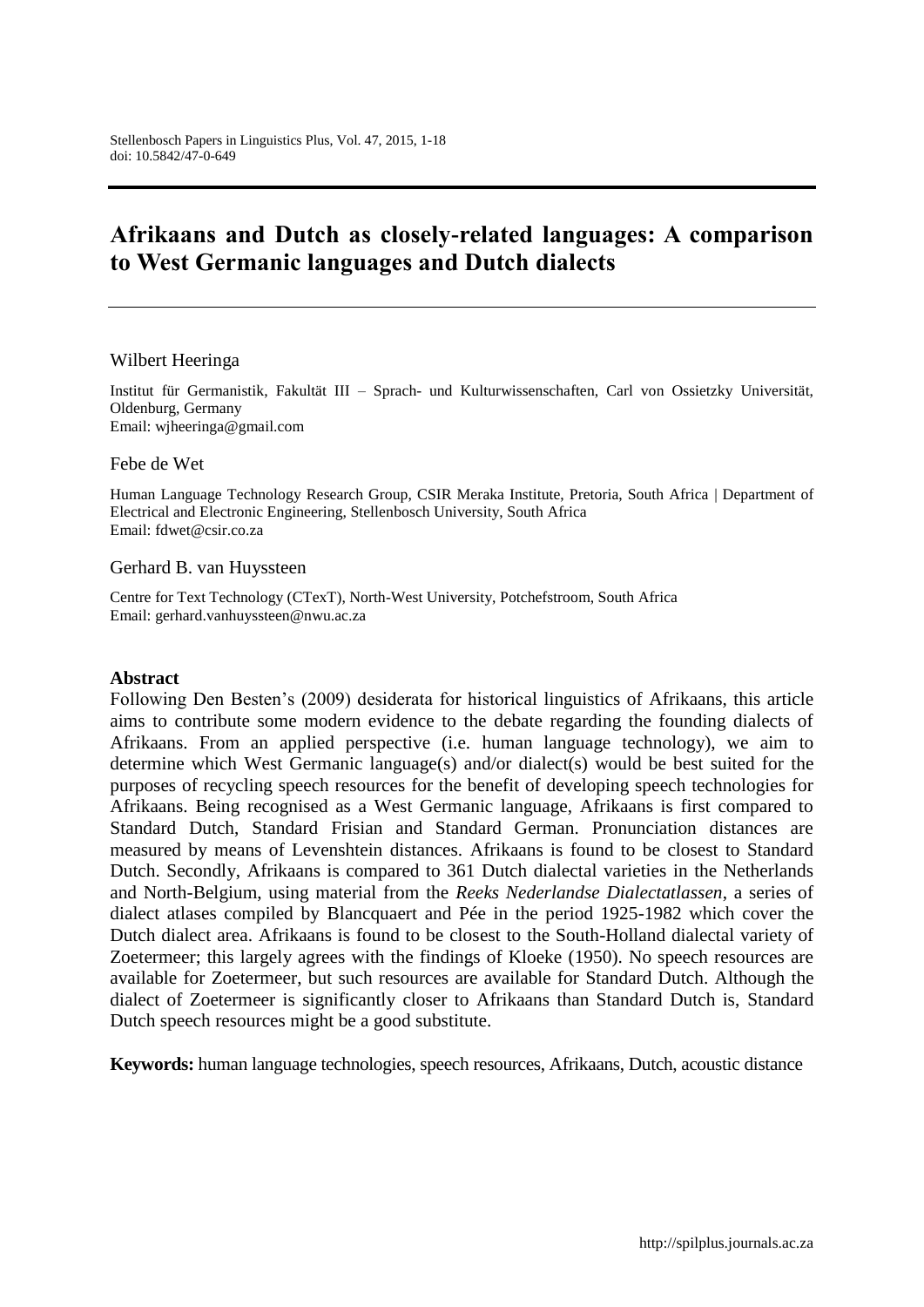# Afrikaans and Dutch as closely-related languages: A comparison to West Germanic languages and Dutch dialects

Wilbert Heeringa

Institut für Germanistik, Fakultät III – Sprach- und Kulturwissenschaften, Carl von Ossietzky Universität, Oldenburg, Germany
Email: wjheeringa@gmail.com

Febe de Wet

Human Language Technology Research Group, CSIR Meraka Institute, Pretoria, South Africa | Department of Electrical and Electronic Engineering, Stellenbosch University, South Africa
Email: fdwet@csir.co.za

Gerhard B. van Huyssteen

Centre for Text Technology (CTexT), North-West University, Potchefstroom, South Africa
Email: gerhard.vanhuyssteen@nwu.ac.za

## Abstract

Following Den Besten's (2009) desiderata for historical linguistics of Afrikaans, this article aims to contribute some modern evidence to the debate regarding the founding dialects of Afrikaans. From an applied perspective (i.e. human language technology), we aim to determine which West Germanic language(s) and/or dialect(s) would be best suited for the purposes of recycling speech resources for the benefit of developing speech technologies for Afrikaans. Being recognised as a West Germanic language, Afrikaans is first compared to Standard Dutch, Standard Frisian and Standard German. Pronunciation distances are measured by means of Levenshtein distances. Afrikaans is found to be closest to Standard Dutch. Secondly, Afrikaans is compared to 361 Dutch dialectal varieties in the Netherlands and North-Belgium, using material from the *Reeks Nederlandse Dialectatlassen*, a series of dialect atlases compiled by Blancquaert and Pée in the period 1925-1982 which cover the Dutch dialect area. Afrikaans is found to be closest to the South-Holland dialectal variety of Zoetermeer; this largely agrees with the findings of Kloeke (1950). No speech resources are available for Zoetermeer, but such resources are available for Standard Dutch. Although the dialect of Zoetermeer is significantly closer to Afrikaans than Standard Dutch is, Standard Dutch speech resources might be a good substitute.

**Keywords:** human language technologies, speech resources, Afrikaans, Dutch, acoustic distance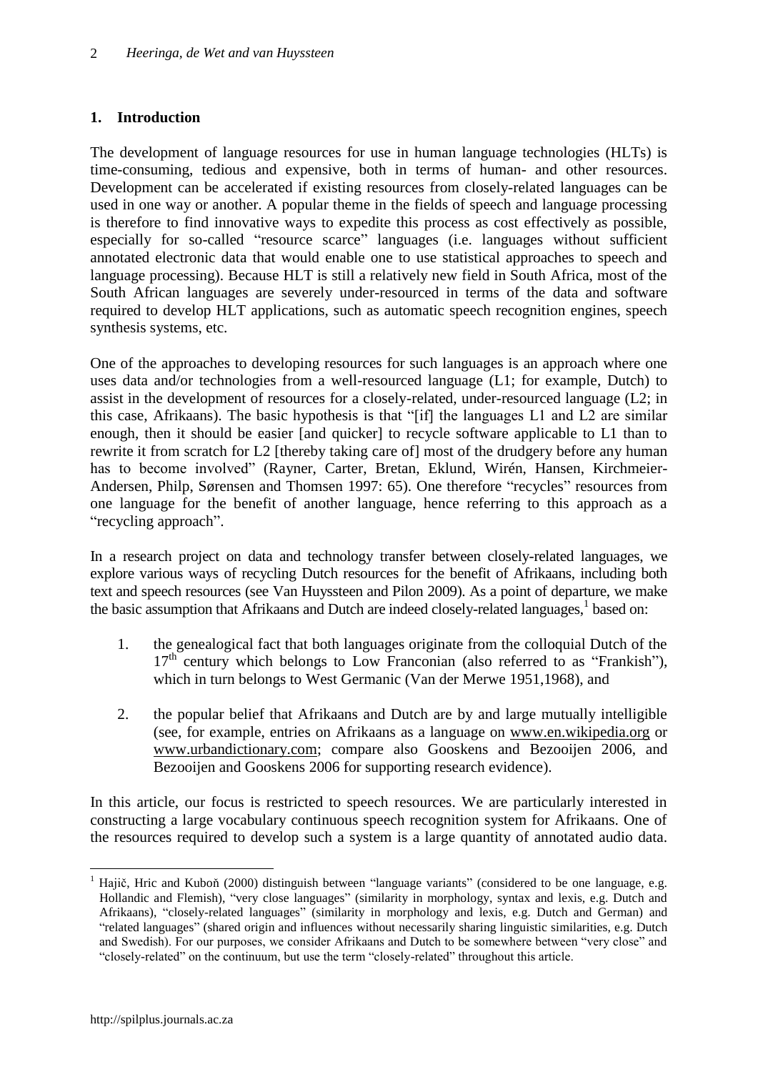## 1. Introduction

The development of language resources for use in human language technologies (HLTs) is time-consuming, tedious and expensive, both in terms of human- and other resources. Development can be accelerated if existing resources from closely-related languages can be used in one way or another. A popular theme in the fields of speech and language processing is therefore to find innovative ways to expedite this process as cost effectively as possible, especially for so-called "resource scarce" languages (i.e. languages without sufficient annotated electronic data that would enable one to use statistical approaches to speech and language processing). Because HLT is still a relatively new field in South Africa, most of the South African languages are severely under-resourced in terms of the data and software required to develop HLT applications, such as automatic speech recognition engines, speech synthesis systems, etc.

One of the approaches to developing resources for such languages is an approach where one uses data and/or technologies from a well-resourced language (L1; for example, Dutch) to assist in the development of resources for a closely-related, under-resourced language (L2; in this case, Afrikaans). The basic hypothesis is that "[if] the languages L1 and L2 are similar enough, then it should be easier [and quicker] to recycle software applicable to L1 than to rewrite it from scratch for L2 [thereby taking care of] most of the drudgery before any human has to become involved" (Rayner, Carter, Bretan, Eklund, Wirén, Hansen, Kirchmeier-Andersen, Philp, Sørensen and Thomsen 1997: 65). One therefore "recycles" resources from one language for the benefit of another language, hence referring to this approach as a "recycling approach".

In a research project on data and technology transfer between closely-related languages, we explore various ways of recycling Dutch resources for the benefit of Afrikaans, including both text and speech resources (see Van Huyssteen and Pilon 2009). As a point of departure, we make the basic assumption that Afrikaans and Dutch are indeed closely-related languages,[1] based on:

1. the genealogical fact that both languages originate from the colloquial Dutch of the 17th century which belongs to Low Franconian (also referred to as "Frankish"), which in turn belongs to West Germanic (Van der Merwe 1951,1968), and

2. the popular belief that Afrikaans and Dutch are by and large mutually intelligible (see, for example, entries on Afrikaans as a language on www.en.wikipedia.org or www.urbandictionary.com; compare also Gooskens and Bezooijen 2006, and Bezooijen and Gooskens 2006 for supporting research evidence).

In this article, our focus is restricted to speech resources. We are particularly interested in constructing a large vocabulary continuous speech recognition system for Afrikaans. One of the resources required to develop such a system is a large quantity of annotated audio data.

[1] Hajič, Hric and Kuboň (2000) distinguish between "language variants" (considered to be one language, e.g. Hollandic and Flemish), "very close languages" (similarity in morphology, syntax and lexis, e.g. Dutch and Afrikaans), "closely-related languages" (similarity in morphology and lexis, e.g. Dutch and German) and "related languages" (shared origin and influences without necessarily sharing linguistic similarities, e.g. Dutch and Swedish). For our purposes, we consider Afrikaans and Dutch to be somewhere between "very close" and "closely-related" on the continuum, but use the term "closely-related" throughout this article.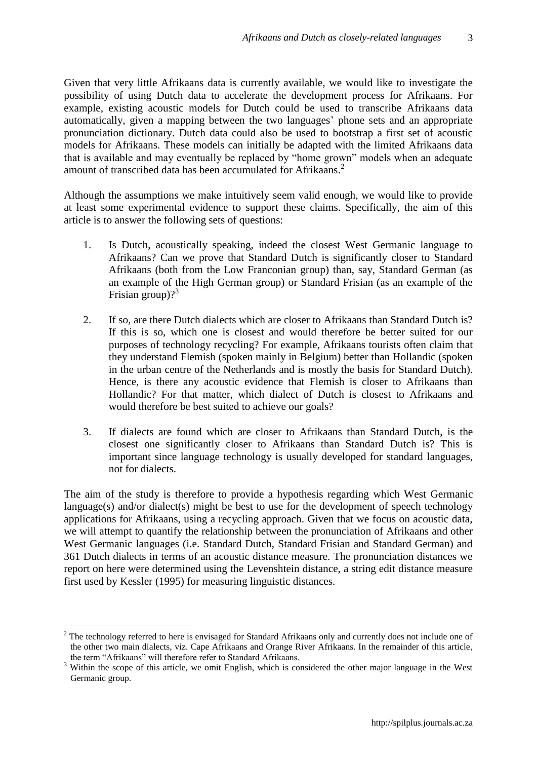Given that very little Afrikaans data is currently available, we would like to investigate the possibility of using Dutch data to accelerate the development process for Afrikaans. For example, existing acoustic models for Dutch could be used to transcribe Afrikaans data automatically, given a mapping between the two languages' phone sets and an appropriate pronunciation dictionary. Dutch data could also be used to bootstrap a first set of acoustic models for Afrikaans. These models can initially be adapted with the limited Afrikaans data that is available and may eventually be replaced by "home grown" models when an adequate amount of transcribed data has been accumulated for Afrikaans.[2]

Although the assumptions we make intuitively seem valid enough, we would like to provide at least some experimental evidence to support these claims. Specifically, the aim of this article is to answer the following sets of questions:

1. Is Dutch, acoustically speaking, indeed the closest West Germanic language to Afrikaans? Can we prove that Standard Dutch is significantly closer to Standard Afrikaans (both from the Low Franconian group) than, say, Standard German (as an example of the High German group) or Standard Frisian (as an example of the Frisian group)?[3]

2. If so, are there Dutch dialects which are closer to Afrikaans than Standard Dutch is? If this is so, which one is closest and would therefore be better suited for our purposes of technology recycling? For example, Afrikaans tourists often claim that they understand Flemish (spoken mainly in Belgium) better than Hollandic (spoken in the urban centre of the Netherlands and is mostly the basis for Standard Dutch). Hence, is there any acoustic evidence that Flemish is closer to Afrikaans than Hollandic? For that matter, which dialect of Dutch is closest to Afrikaans and would therefore be best suited to achieve our goals?

3. If dialects are found which are closer to Afrikaans than Standard Dutch, is the closest one significantly closer to Afrikaans than Standard Dutch is? This is important since language technology is usually developed for standard languages, not for dialects.

The aim of the study is therefore to provide a hypothesis regarding which West Germanic language(s) and/or dialect(s) might be best to use for the development of speech technology applications for Afrikaans, using a recycling approach. Given that we focus on acoustic data, we will attempt to quantify the relationship between the pronunciation of Afrikaans and other West Germanic languages (i.e. Standard Dutch, Standard Frisian and Standard German) and 361 Dutch dialects in terms of an acoustic distance measure. The pronunciation distances we report on here were determined using the Levenshtein distance, a string edit distance measure first used by Kessler (1995) for measuring linguistic distances.

---

[2] The technology referred to here is envisaged for Standard Afrikaans only and currently does not include one of the other two main dialects, viz. Cape Afrikaans and Orange River Afrikaans. In the remainder of this article, the term "Afrikaans" will therefore refer to Standard Afrikaans.

[3] Within the scope of this article, we omit English, which is considered the other major language in the West Germanic group.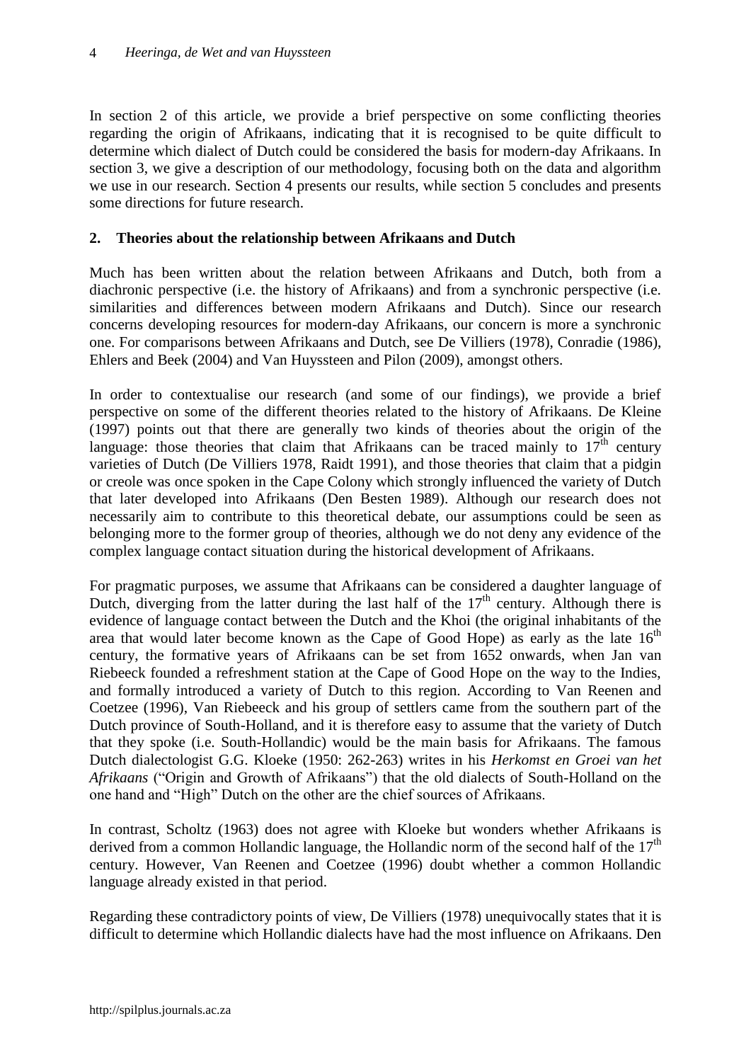In section 2 of this article, we provide a brief perspective on some conflicting theories regarding the origin of Afrikaans, indicating that it is recognised to be quite difficult to determine which dialect of Dutch could be considered the basis for modern-day Afrikaans. In section 3, we give a description of our methodology, focusing both on the data and algorithm we use in our research. Section 4 presents our results, while section 5 concludes and presents some directions for future research.

## 2. Theories about the relationship between Afrikaans and Dutch

Much has been written about the relation between Afrikaans and Dutch, both from a diachronic perspective (i.e. the history of Afrikaans) and from a synchronic perspective (i.e. similarities and differences between modern Afrikaans and Dutch). Since our research concerns developing resources for modern-day Afrikaans, our concern is more a synchronic one. For comparisons between Afrikaans and Dutch, see De Villiers (1978), Conradie (1986), Ehlers and Beek (2004) and Van Huyssteen and Pilon (2009), amongst others.

In order to contextualise our research (and some of our findings), we provide a brief perspective on some of the different theories related to the history of Afrikaans. De Kleine (1997) points out that there are generally two kinds of theories about the origin of the language: those theories that claim that Afrikaans can be traced mainly to 17th century varieties of Dutch (De Villiers 1978, Raidt 1991), and those theories that claim that a pidgin or creole was once spoken in the Cape Colony which strongly influenced the variety of Dutch that later developed into Afrikaans (Den Besten 1989). Although our research does not necessarily aim to contribute to this theoretical debate, our assumptions could be seen as belonging more to the former group of theories, although we do not deny any evidence of the complex language contact situation during the historical development of Afrikaans.

For pragmatic purposes, we assume that Afrikaans can be considered a daughter language of Dutch, diverging from the latter during the last half of the 17th century. Although there is evidence of language contact between the Dutch and the Khoi (the original inhabitants of the area that would later become known as the Cape of Good Hope) as early as the late 16th century, the formative years of Afrikaans can be set from 1652 onwards, when Jan van Riebeeck founded a refreshment station at the Cape of Good Hope on the way to the Indies, and formally introduced a variety of Dutch to this region. According to Van Reenen and Coetzee (1996), Van Riebeeck and his group of settlers came from the southern part of the Dutch province of South-Holland, and it is therefore easy to assume that the variety of Dutch that they spoke (i.e. South-Hollandic) would be the main basis for Afrikaans. The famous Dutch dialectologist G.G. Kloeke (1950: 262-263) writes in his *Herkomst en Groei van het Afrikaans* ("Origin and Growth of Afrikaans") that the old dialects of South-Holland on the one hand and "High" Dutch on the other are the chief sources of Afrikaans.

In contrast, Scholtz (1963) does not agree with Kloeke but wonders whether Afrikaans is derived from a common Hollandic language, the Hollandic norm of the second half of the 17th century. However, Van Reenen and Coetzee (1996) doubt whether a common Hollandic language already existed in that period.

Regarding these contradictory points of view, De Villiers (1978) unequivocally states that it is difficult to determine which Hollandic dialects have had the most influence on Afrikaans. Den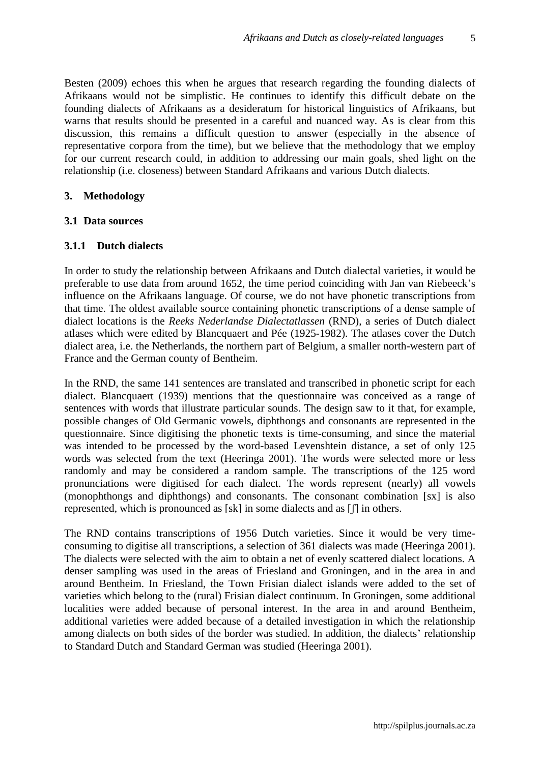Besten (2009) echoes this when he argues that research regarding the founding dialects of Afrikaans would not be simplistic. He continues to identify this difficult debate on the founding dialects of Afrikaans as a desideratum for historical linguistics of Afrikaans, but warns that results should be presented in a careful and nuanced way. As is clear from this discussion, this remains a difficult question to answer (especially in the absence of representative corpora from the time), but we believe that the methodology that we employ for our current research could, in addition to addressing our main goals, shed light on the relationship (i.e. closeness) between Standard Afrikaans and various Dutch dialects.

## 3. Methodology

### 3.1 Data sources

#### 3.1.1 Dutch dialects

In order to study the relationship between Afrikaans and Dutch dialectal varieties, it would be preferable to use data from around 1652, the time period coinciding with Jan van Riebeeck's influence on the Afrikaans language. Of course, we do not have phonetic transcriptions from that time. The oldest available source containing phonetic transcriptions of a dense sample of dialect locations is the *Reeks Nederlandse Dialectatlassen* (RND), a series of Dutch dialect atlases which were edited by Blancquaert and Pée (1925-1982). The atlases cover the Dutch dialect area, i.e. the Netherlands, the northern part of Belgium, a smaller north-western part of France and the German county of Bentheim.

In the RND, the same 141 sentences are translated and transcribed in phonetic script for each dialect. Blancquaert (1939) mentions that the questionnaire was conceived as a range of sentences with words that illustrate particular sounds. The design saw to it that, for example, possible changes of Old Germanic vowels, diphthongs and consonants are represented in the questionnaire. Since digitising the phonetic texts is time-consuming, and since the material was intended to be processed by the word-based Levenshtein distance, a set of only 125 words was selected from the text (Heeringa 2001). The words were selected more or less randomly and may be considered a random sample. The transcriptions of the 125 word pronunciations were digitised for each dialect. The words represent (nearly) all vowels (monophthongs and diphthongs) and consonants. The consonant combination [sx] is also represented, which is pronounced as [sk] in some dialects and as [ʃ] in others.

The RND contains transcriptions of 1956 Dutch varieties. Since it would be very time-consuming to digitise all transcriptions, a selection of 361 dialects was made (Heeringa 2001). The dialects were selected with the aim to obtain a net of evenly scattered dialect locations. A denser sampling was used in the areas of Friesland and Groningen, and in the area in and around Bentheim. In Friesland, the Town Frisian dialect islands were added to the set of varieties which belong to the (rural) Frisian dialect continuum. In Groningen, some additional localities were added because of personal interest. In the area in and around Bentheim, additional varieties were added because of a detailed investigation in which the relationship among dialects on both sides of the border was studied. In addition, the dialects' relationship to Standard Dutch and Standard German was studied (Heeringa 2001).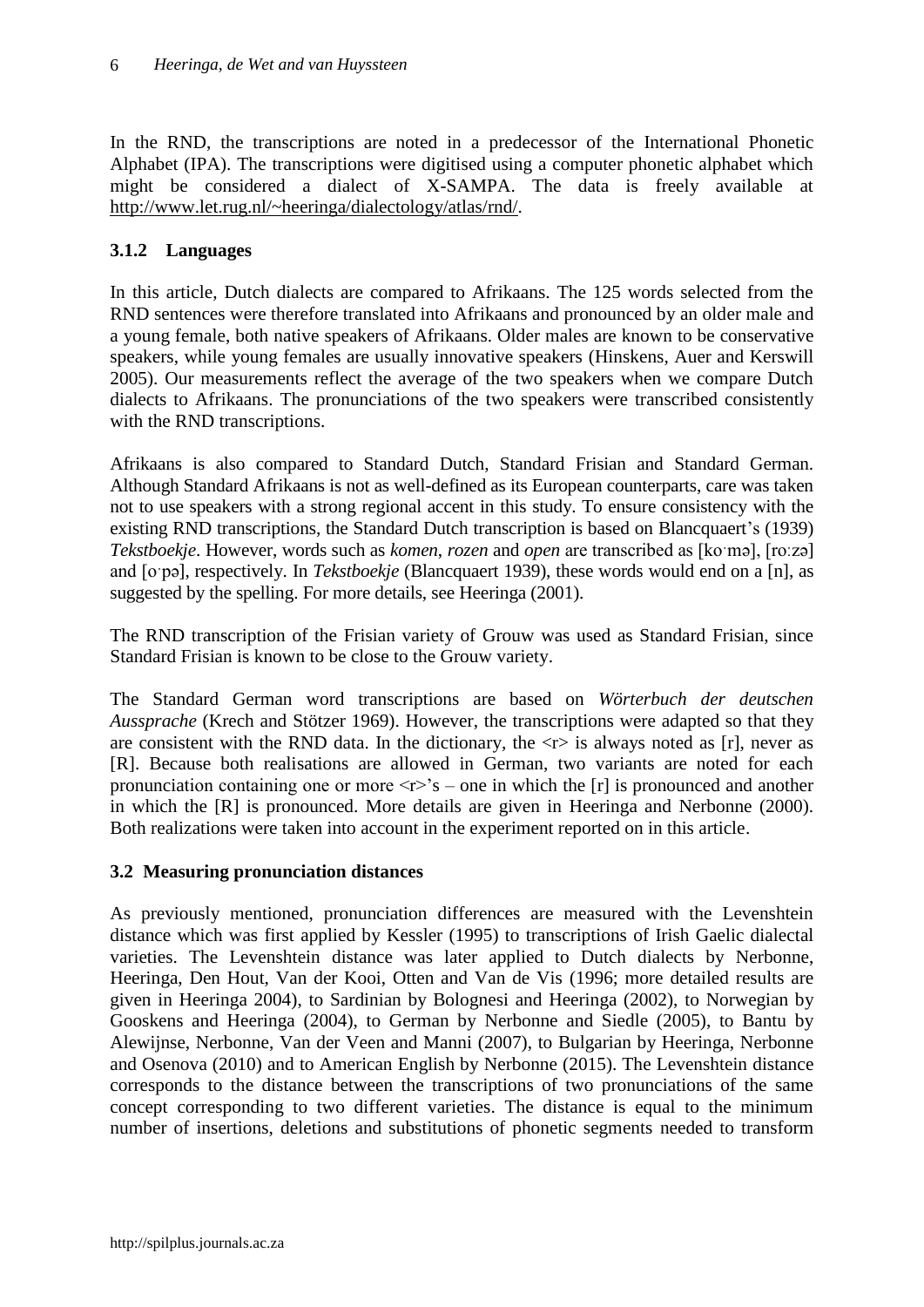In the RND, the transcriptions are noted in a predecessor of the International Phonetic Alphabet (IPA). The transcriptions were digitised using a computer phonetic alphabet which might be considered a dialect of X-SAMPA. The data is freely available at http://www.let.rug.nl/~heeringa/dialectology/atlas/rnd/.

### 3.1.2 Languages

In this article, Dutch dialects are compared to Afrikaans. The 125 words selected from the RND sentences were therefore translated into Afrikaans and pronounced by an older male and a young female, both native speakers of Afrikaans. Older males are known to be conservative speakers, while young females are usually innovative speakers (Hinskens, Auer and Kerswill 2005). Our measurements reflect the average of the two speakers when we compare Dutch dialects to Afrikaans. The pronunciations of the two speakers were transcribed consistently with the RND transcriptions.

Afrikaans is also compared to Standard Dutch, Standard Frisian and Standard German. Although Standard Afrikaans is not as well-defined as its European counterparts, care was taken not to use speakers with a strong regional accent in this study. To ensure consistency with the existing RND transcriptions, the Standard Dutch transcription is based on Blancquaert's (1939) *Tekstboekje*. However, words such as *komen*, *rozen* and *open* are transcribed as [koˑmə], [roːzə] and [oˑpə], respectively. In *Tekstboekje* (Blancquaert 1939), these words would end on a [n], as suggested by the spelling. For more details, see Heeringa (2001).

The RND transcription of the Frisian variety of Grouw was used as Standard Frisian, since Standard Frisian is known to be close to the Grouw variety.

The Standard German word transcriptions are based on *Wörterbuch der deutschen Aussprache* (Krech and Stötzer 1969). However, the transcriptions were adapted so that they are consistent with the RND data. In the dictionary, the <r> is always noted as [r], never as [R]. Because both realisations are allowed in German, two variants are noted for each pronunciation containing one or more <r>'s – one in which the [r] is pronounced and another in which the [R] is pronounced. More details are given in Heeringa and Nerbonne (2000). Both realizations were taken into account in the experiment reported on in this article.

## 3.2 Measuring pronunciation distances

As previously mentioned, pronunciation differences are measured with the Levenshtein distance which was first applied by Kessler (1995) to transcriptions of Irish Gaelic dialectal varieties. The Levenshtein distance was later applied to Dutch dialects by Nerbonne, Heeringa, Den Hout, Van der Kooi, Otten and Van de Vis (1996; more detailed results are given in Heeringa 2004), to Sardinian by Bolognesi and Heeringa (2002), to Norwegian by Gooskens and Heeringa (2004), to German by Nerbonne and Siedle (2005), to Bantu by Alewijnse, Nerbonne, Van der Veen and Manni (2007), to Bulgarian by Heeringa, Nerbonne and Osenova (2010) and to American English by Nerbonne (2015). The Levenshtein distance corresponds to the distance between the transcriptions of two pronunciations of the same concept corresponding to two different varieties. The distance is equal to the minimum number of insertions, deletions and substitutions of phonetic segments needed to transform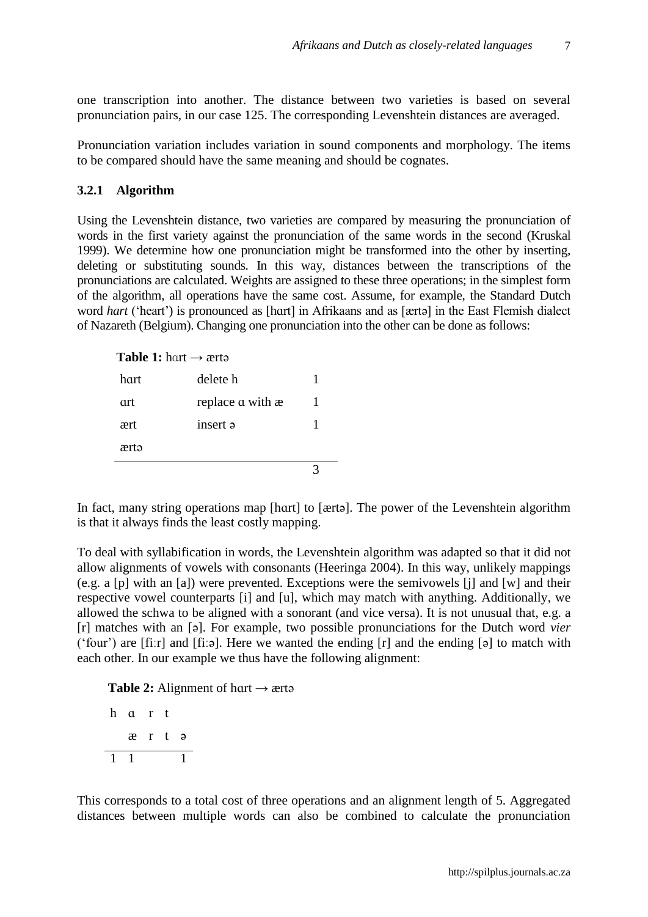one transcription into another. The distance between two varieties is based on several pronunciation pairs, in our case 125. The corresponding Levenshtein distances are averaged.

Pronunciation variation includes variation in sound components and morphology. The items to be compared should have the same meaning and should be cognates.

### 3.2.1 Algorithm

Using the Levenshtein distance, two varieties are compared by measuring the pronunciation of words in the first variety against the pronunciation of the same words in the second (Kruskal 1999). We determine how one pronunciation might be transformed into the other by inserting, deleting or substituting sounds. In this way, distances between the transcriptions of the pronunciations are calculated. Weights are assigned to these three operations; in the simplest form of the algorithm, all operations have the same cost. Assume, for example, the Standard Dutch word *hart* ('heart') is pronounced as [hɑrt] in Afrikaans and as [ærtə] in the East Flemish dialect of Nazareth (Belgium). Changing one pronunciation into the other can be done as follows:

**Table 1:** hɑrt → ærtə

| | | |
|---|---|---|
| hɑrt | delete h | 1 |
| ɑrt | replace ɑ with æ | 1 |
| ært | insert ə | 1 |
| ærtə | | |
| | | 3 |

In fact, many string operations map [hɑrt] to [ærtə]. The power of the Levenshtein algorithm is that it always finds the least costly mapping.

To deal with syllabification in words, the Levenshtein algorithm was adapted so that it did not allow alignments of vowels with consonants (Heeringa 2004). In this way, unlikely mappings (e.g. a [p] with an [a]) were prevented. Exceptions were the semivowels [j] and [w] and their respective vowel counterparts [i] and [u], which may match with anything. Additionally, we allowed the schwa to be aligned with a sonorant (and vice versa). It is not unusual that, e.g. a [r] matches with an [ə]. For example, two possible pronunciations for the Dutch word *vier* ('four') are [fiːr] and [fiːə]. Here we wanted the ending [r] and the ending [ə] to match with each other. In our example we thus have the following alignment:

**Table 2:** Alignment of hɑrt → ærtə

| | | | | |
|---|---|---|---|---|
| h | ɑ | r | t | |
| | æ | r | t | ə |
| 1 | 1 | | | 1 |

This corresponds to a total cost of three operations and an alignment length of 5. Aggregated distances between multiple words can also be combined to calculate the pronunciation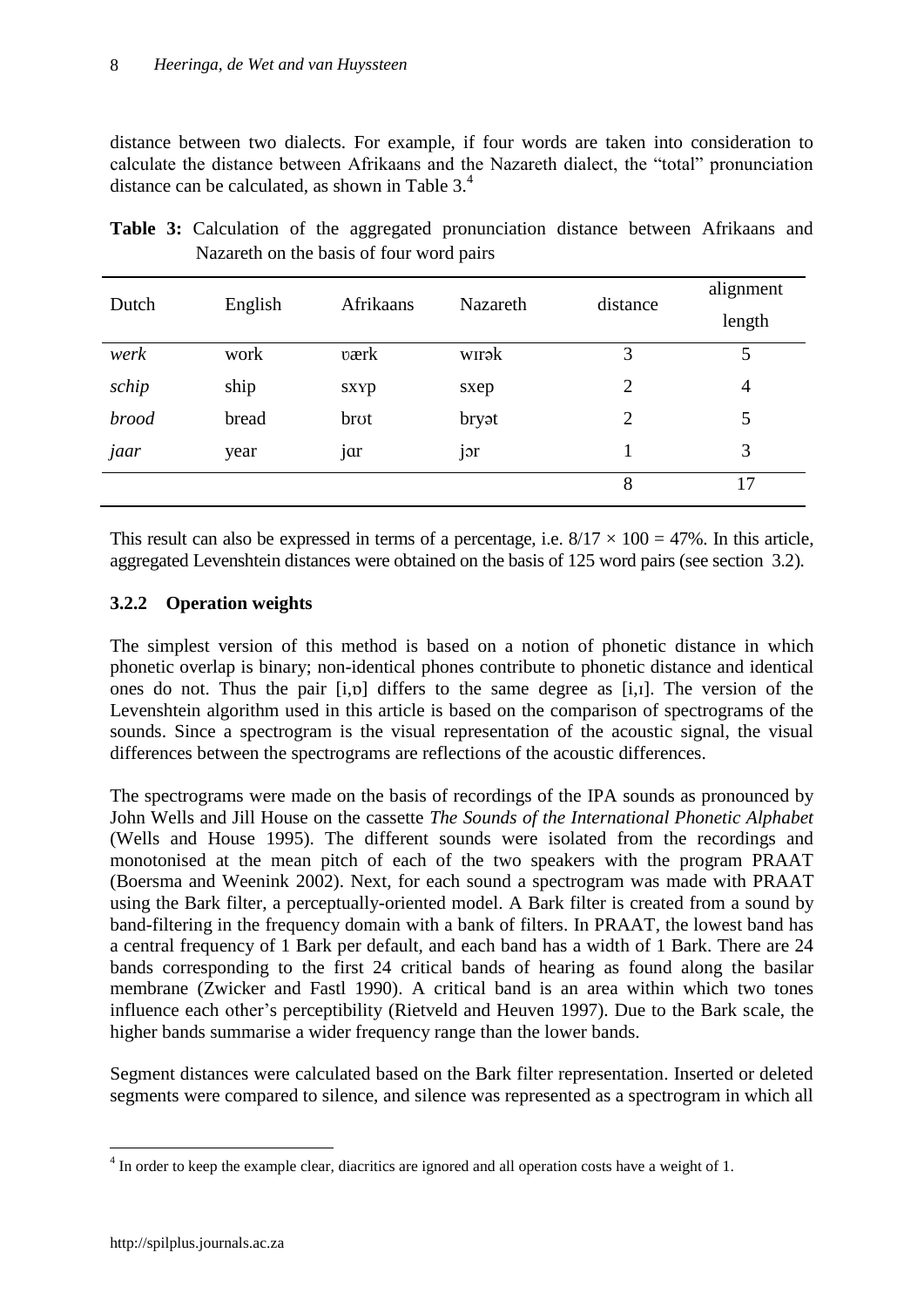distance between two dialects. For example, if four words are taken into consideration to calculate the distance between Afrikaans and the Nazareth dialect, the "total" pronunciation distance can be calculated, as shown in Table 3.[4]

**Table 3:** Calculation of the aggregated pronunciation distance between Afrikaans and Nazareth on the basis of four word pairs

| Dutch | English | Afrikaans | Nazareth | distance | alignment length |
|---|---|---|---|---|---|
| *werk* | work | ʋærk | wɪrək | 3 | 5 |
| *schip* | ship | sxʏp | sxep | 2 | 4 |
| *brood* | bread | brʊt | bryət | 2 | 5 |
| *jaar* | year | jɑr | jɔr | 1 | 3 |
| | | | | 8 | 17 |

This result can also be expressed in terms of a percentage, i.e. $8/17 \times 100 = 47\%$. In this article, aggregated Levenshtein distances were obtained on the basis of 125 word pairs (see section 3.2).

### 3.2.2 Operation weights

The simplest version of this method is based on a notion of phonetic distance in which phonetic overlap is binary; non-identical phones contribute to phonetic distance and identical ones do not. Thus the pair [i,ɒ] differs to the same degree as [i,ɪ]. The version of the Levenshtein algorithm used in this article is based on the comparison of spectrograms of the sounds. Since a spectrogram is the visual representation of the acoustic signal, the visual differences between the spectrograms are reflections of the acoustic differences.

The spectrograms were made on the basis of recordings of the IPA sounds as pronounced by John Wells and Jill House on the cassette *The Sounds of the International Phonetic Alphabet* (Wells and House 1995). The different sounds were isolated from the recordings and monotonised at the mean pitch of each of the two speakers with the program PRAAT (Boersma and Weenink 2002). Next, for each sound a spectrogram was made with PRAAT using the Bark filter, a perceptually-oriented model. A Bark filter is created from a sound by band-filtering in the frequency domain with a bank of filters. In PRAAT, the lowest band has a central frequency of 1 Bark per default, and each band has a width of 1 Bark. There are 24 bands corresponding to the first 24 critical bands of hearing as found along the basilar membrane (Zwicker and Fastl 1990). A critical band is an area within which two tones influence each other's perceptibility (Rietveld and Heuven 1997). Due to the Bark scale, the higher bands summarise a wider frequency range than the lower bands.

Segment distances were calculated based on the Bark filter representation. Inserted or deleted segments were compared to silence, and silence was represented as a spectrogram in which all

[4] In order to keep the example clear, diacritics are ignored and all operation costs have a weight of 1.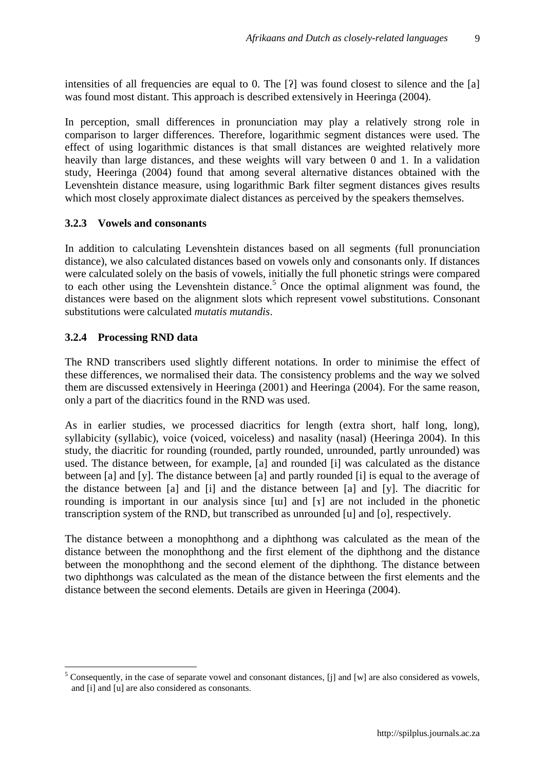intensities of all frequencies are equal to 0. The [ʔ] was found closest to silence and the [a] was found most distant. This approach is described extensively in Heeringa (2004).

In perception, small differences in pronunciation may play a relatively strong role in comparison to larger differences. Therefore, logarithmic segment distances were used. The effect of using logarithmic distances is that small distances are weighted relatively more heavily than large distances, and these weights will vary between 0 and 1. In a validation study, Heeringa (2004) found that among several alternative distances obtained with the Levenshtein distance measure, using logarithmic Bark filter segment distances gives results which most closely approximate dialect distances as perceived by the speakers themselves.

### 3.2.3 Vowels and consonants

In addition to calculating Levenshtein distances based on all segments (full pronunciation distance), we also calculated distances based on vowels only and consonants only. If distances were calculated solely on the basis of vowels, initially the full phonetic strings were compared to each other using the Levenshtein distance.[5] Once the optimal alignment was found, the distances were based on the alignment slots which represent vowel substitutions. Consonant substitutions were calculated *mutatis mutandis*.

### 3.2.4 Processing RND data

The RND transcribers used slightly different notations. In order to minimise the effect of these differences, we normalised their data. The consistency problems and the way we solved them are discussed extensively in Heeringa (2001) and Heeringa (2004). For the same reason, only a part of the diacritics found in the RND was used.

As in earlier studies, we processed diacritics for length (extra short, half long, long), syllabicity (syllabic), voice (voiced, voiceless) and nasality (nasal) (Heeringa 2004). In this study, the diacritic for rounding (rounded, partly rounded, unrounded, partly unrounded) was used. The distance between, for example, [a] and rounded [i] was calculated as the distance between [a] and [y]. The distance between [a] and partly rounded [i] is equal to the average of the distance between [a] and [i] and the distance between [a] and [y]. The diacritic for rounding is important in our analysis since [ɯ] and [ɤ] are not included in the phonetic transcription system of the RND, but transcribed as unrounded [u] and [o], respectively.

The distance between a monophthong and a diphthong was calculated as the mean of the distance between the monophthong and the first element of the diphthong and the distance between the monophthong and the second element of the diphthong. The distance between two diphthongs was calculated as the mean of the distance between the first elements and the distance between the second elements. Details are given in Heeringa (2004).

[5] Consequently, in the case of separate vowel and consonant distances, [j] and [w] are also considered as vowels, and [i] and [u] are also considered as consonants.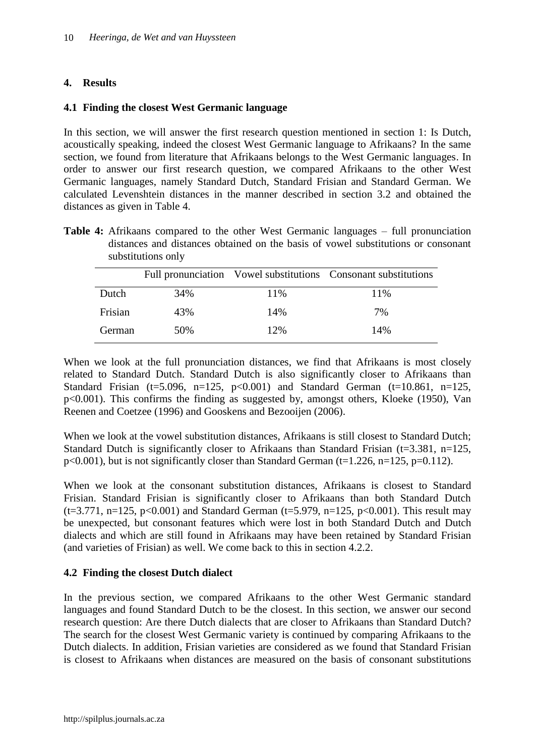## 4. Results

### 4.1 Finding the closest West Germanic language

In this section, we will answer the first research question mentioned in section 1: Is Dutch, acoustically speaking, indeed the closest West Germanic language to Afrikaans? In the same section, we found from literature that Afrikaans belongs to the West Germanic languages. In order to answer our first research question, we compared Afrikaans to the other West Germanic languages, namely Standard Dutch, Standard Frisian and Standard German. We calculated Levenshtein distances in the manner described in section 3.2 and obtained the distances as given in Table 4.

**Table 4:** Afrikaans compared to the other West Germanic languages – full pronunciation distances and distances obtained on the basis of vowel substitutions or consonant substitutions only

| | Full pronunciation | Vowel substitutions | Consonant substitutions |
|---|---|---|---|
| Dutch | 34% | 11% | 11% |
| Frisian | 43% | 14% | 7% |
| German | 50% | 12% | 14% |

When we look at the full pronunciation distances, we find that Afrikaans is most closely related to Standard Dutch. Standard Dutch is also significantly closer to Afrikaans than Standard Frisian ($t=5.096$, $n=125$, $p<0.001$) and Standard German ($t=10.861$, $n=125$, $p<0.001$). This confirms the finding as suggested by, amongst others, Kloeke (1950), Van Reenen and Coetzee (1996) and Gooskens and Bezooijen (2006).

When we look at the vowel substitution distances, Afrikaans is still closest to Standard Dutch; Standard Dutch is significantly closer to Afrikaans than Standard Frisian ($t=3.381$, $n=125$, $p<0.001$), but is not significantly closer than Standard German ($t=1.226$, $n=125$, $p=0.112$).

When we look at the consonant substitution distances, Afrikaans is closest to Standard Frisian. Standard Frisian is significantly closer to Afrikaans than both Standard Dutch ($t=3.771$, $n=125$, $p<0.001$) and Standard German ($t=5.979$, $n=125$, $p<0.001$). This result may be unexpected, but consonant features which were lost in both Standard Dutch and Dutch dialects and which are still found in Afrikaans may have been retained by Standard Frisian (and varieties of Frisian) as well. We come back to this in section 4.2.2.

### 4.2 Finding the closest Dutch dialect

In the previous section, we compared Afrikaans to the other West Germanic standard languages and found Standard Dutch to be the closest. In this section, we answer our second research question: Are there Dutch dialects that are closer to Afrikaans than Standard Dutch? The search for the closest West Germanic variety is continued by comparing Afrikaans to the Dutch dialects. In addition, Frisian varieties are considered as we found that Standard Frisian is closest to Afrikaans when distances are measured on the basis of consonant substitutions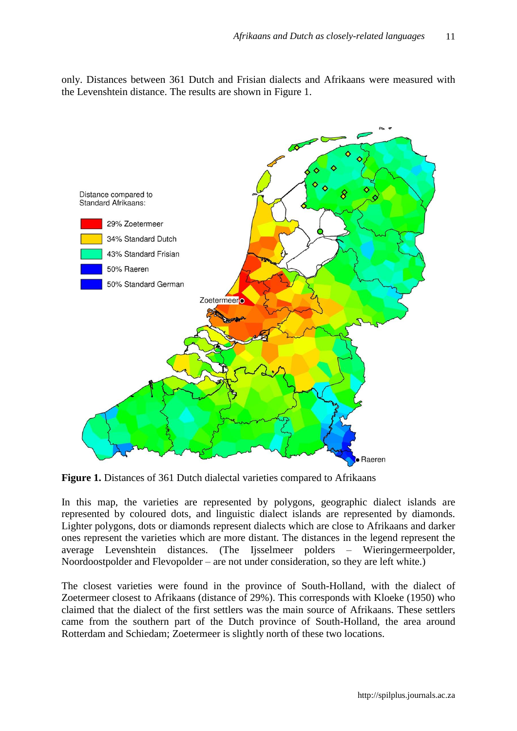only. Distances between 361 Dutch and Frisian dialects and Afrikaans were measured with the Levenshtein distance. The results are shown in Figure 1.

**Figure 1.** Distances of 361 Dutch dialectal varieties compared to Afrikaans

In this map, the varieties are represented by polygons, geographic dialect islands are represented by coloured dots, and linguistic dialect islands are represented by diamonds. Lighter polygons, dots or diamonds represent dialects which are close to Afrikaans and darker ones represent the varieties which are more distant. The distances in the legend represent the average Levenshtein distances. (The Ijsselmeer polders – Wieringermeerpolder, Noordoostpolder and Flevopolder – are not under consideration, so they are left white.)

The closest varieties were found in the province of South-Holland, with the dialect of Zoetermeer closest to Afrikaans (distance of 29%). This corresponds with Kloeke (1950) who claimed that the dialect of the first settlers was the main source of Afrikaans. These settlers came from the southern part of the Dutch province of South-Holland, the area around Rotterdam and Schiedam; Zoetermeer is slightly north of these two locations.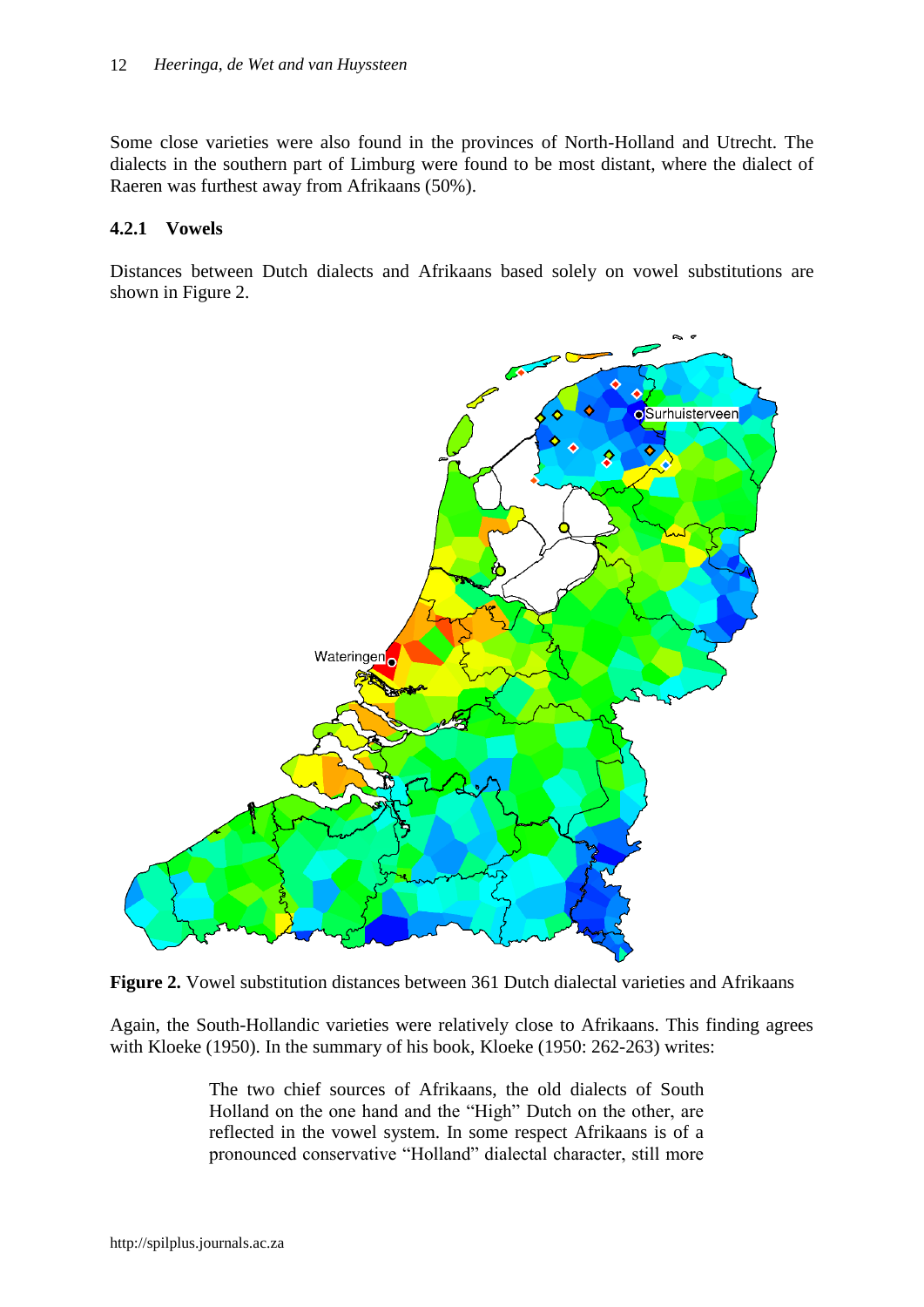Some close varieties were also found in the provinces of North-Holland and Utrecht. The dialects in the southern part of Limburg were found to be most distant, where the dialect of Raeren was furthest away from Afrikaans (50%).

### 4.2.1 Vowels

Distances between Dutch dialects and Afrikaans based solely on vowel substitutions are shown in Figure 2.

**Figure 2.** Vowel substitution distances between 361 Dutch dialectal varieties and Afrikaans

Again, the South-Hollandic varieties were relatively close to Afrikaans. This finding agrees with Kloeke (1950). In the summary of his book, Kloeke (1950: 262-263) writes:

> The two chief sources of Afrikaans, the old dialects of South Holland on the one hand and the "High" Dutch on the other, are reflected in the vowel system. In some respect Afrikaans is of a pronounced conservative "Holland" dialectal character, still more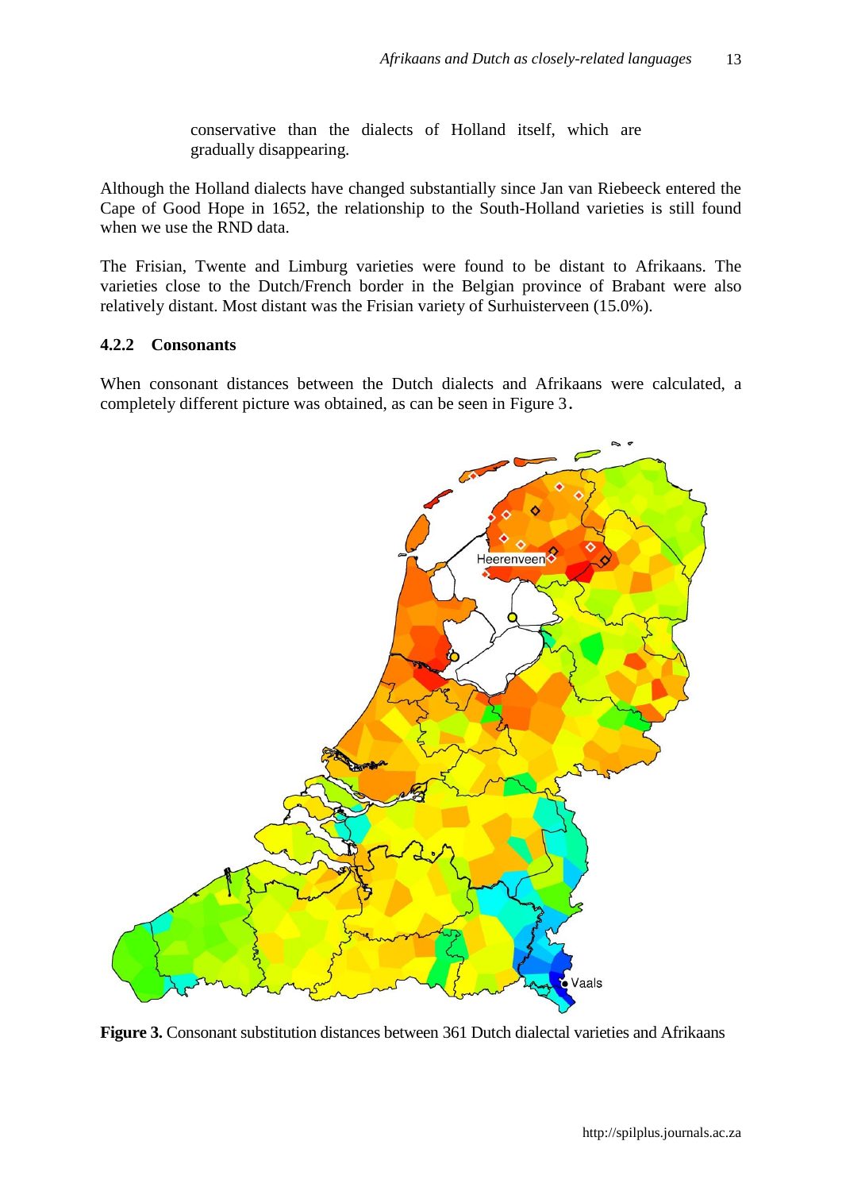conservative than the dialects of Holland itself, which are gradually disappearing.

Although the Holland dialects have changed substantially since Jan van Riebeeck entered the Cape of Good Hope in 1652, the relationship to the South-Holland varieties is still found when we use the RND data.

The Frisian, Twente and Limburg varieties were found to be distant to Afrikaans. The varieties close to the Dutch/French border in the Belgian province of Brabant were also relatively distant. Most distant was the Frisian variety of Surhuisterveen (15.0%).

### 4.2.2 Consonants

When consonant distances between the Dutch dialects and Afrikaans were calculated, a completely different picture was obtained, as can be seen in Figure 3.

**Figure 3.** Consonant substitution distances between 361 Dutch dialectal varieties and Afrikaans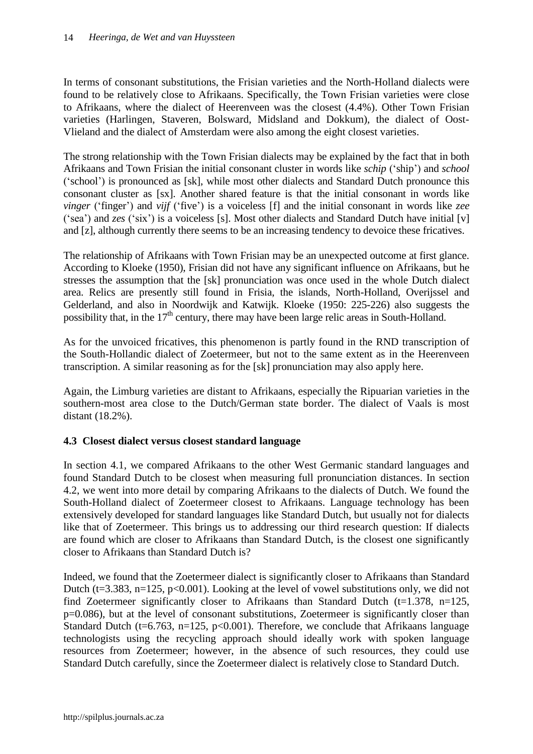In terms of consonant substitutions, the Frisian varieties and the North-Holland dialects were found to be relatively close to Afrikaans. Specifically, the Town Frisian varieties were close to Afrikaans, where the dialect of Heerenveen was the closest (4.4%). Other Town Frisian varieties (Harlingen, Staveren, Bolsward, Midsland and Dokkum), the dialect of Oost-Vlieland and the dialect of Amsterdam were also among the eight closest varieties.

The strong relationship with the Town Frisian dialects may be explained by the fact that in both Afrikaans and Town Frisian the initial consonant cluster in words like *schip* ('ship') and *school* ('school') is pronounced as [sk], while most other dialects and Standard Dutch pronounce this consonant cluster as [sx]. Another shared feature is that the initial consonant in words like *vinger* ('finger') and *vijf* ('five') is a voiceless [f] and the initial consonant in words like *zee* ('sea') and *zes* ('six') is a voiceless [s]. Most other dialects and Standard Dutch have initial [v] and [z], although currently there seems to be an increasing tendency to devoice these fricatives.

The relationship of Afrikaans with Town Frisian may be an unexpected outcome at first glance. According to Kloeke (1950), Frisian did not have any significant influence on Afrikaans, but he stresses the assumption that the [sk] pronunciation was once used in the whole Dutch dialect area. Relics are presently still found in Frisia, the islands, North-Holland, Overijssel and Gelderland, and also in Noordwijk and Katwijk. Kloeke (1950: 225-226) also suggests the possibility that, in the 17th century, there may have been large relic areas in South-Holland.

As for the unvoiced fricatives, this phenomenon is partly found in the RND transcription of the South-Hollandic dialect of Zoetermeer, but not to the same extent as in the Heerenveen transcription. A similar reasoning as for the [sk] pronunciation may also apply here.

Again, the Limburg varieties are distant to Afrikaans, especially the Ripuarian varieties in the southern-most area close to the Dutch/German state border. The dialect of Vaals is most distant (18.2%).

### 4.3 Closest dialect versus closest standard language

In section 4.1, we compared Afrikaans to the other West Germanic standard languages and found Standard Dutch to be closest when measuring full pronunciation distances. In section 4.2, we went into more detail by comparing Afrikaans to the dialects of Dutch. We found the South-Holland dialect of Zoetermeer closest to Afrikaans. Language technology has been extensively developed for standard languages like Standard Dutch, but usually not for dialects like that of Zoetermeer. This brings us to addressing our third research question: If dialects are found which are closer to Afrikaans than Standard Dutch, is the closest one significantly closer to Afrikaans than Standard Dutch is?

Indeed, we found that the Zoetermeer dialect is significantly closer to Afrikaans than Standard Dutch ($t=3.383$, $n=125$, $p<0.001$). Looking at the level of vowel substitutions only, we did not find Zoetermeer significantly closer to Afrikaans than Standard Dutch ($t=1.378$, $n=125$, $p=0.086$), but at the level of consonant substitutions, Zoetermeer is significantly closer than Standard Dutch ($t=6.763$, $n=125$, $p<0.001$). Therefore, we conclude that Afrikaans language technologists using the recycling approach should ideally work with spoken language resources from Zoetermeer; however, in the absence of such resources, they could use Standard Dutch carefully, since the Zoetermeer dialect is relatively close to Standard Dutch.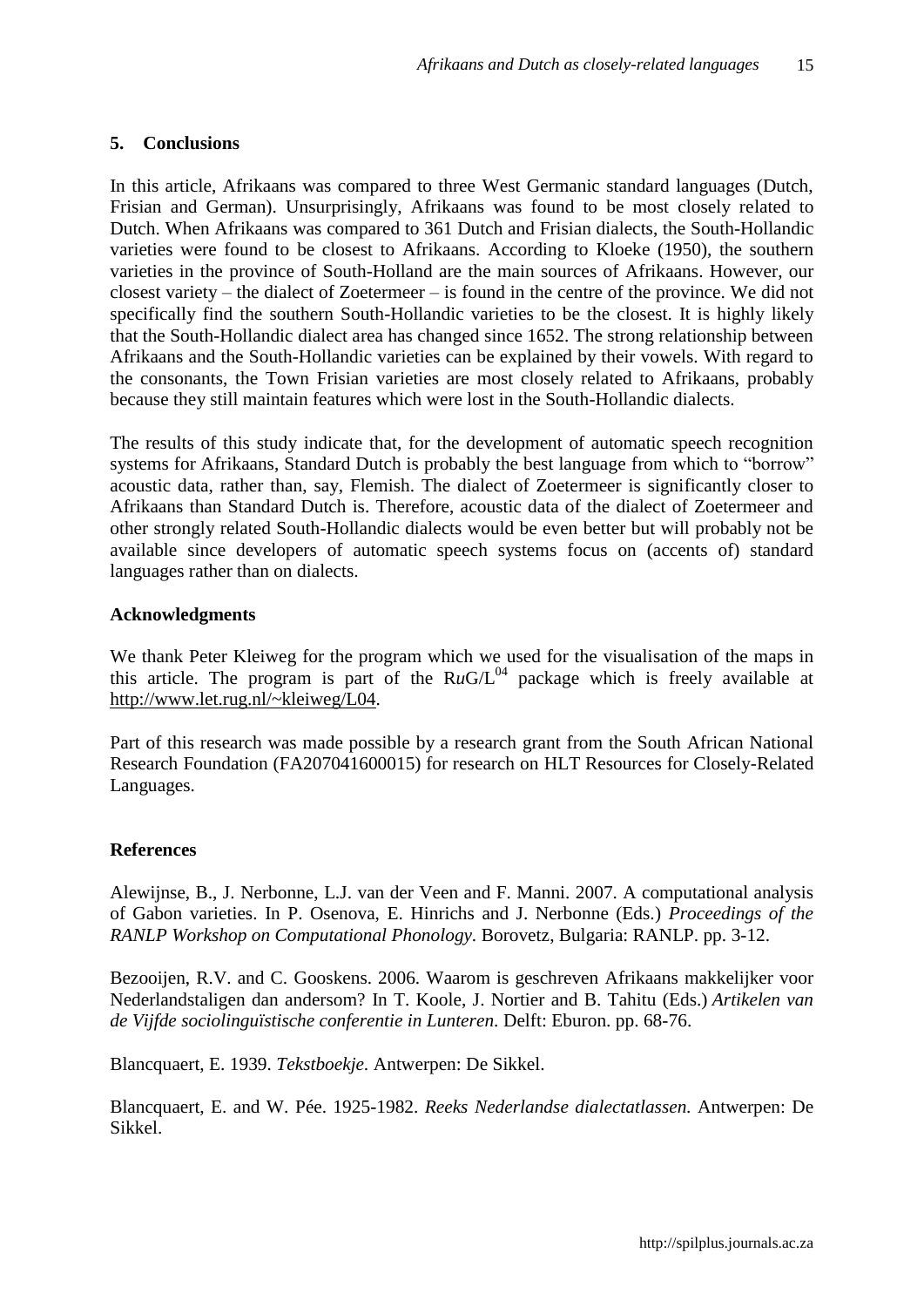## 5. Conclusions

In this article, Afrikaans was compared to three West Germanic standard languages (Dutch, Frisian and German). Unsurprisingly, Afrikaans was found to be most closely related to Dutch. When Afrikaans was compared to 361 Dutch and Frisian dialects, the South-Hollandic varieties were found to be closest to Afrikaans. According to Kloeke (1950), the southern varieties in the province of South-Holland are the main sources of Afrikaans. However, our closest variety – the dialect of Zoetermeer – is found in the centre of the province. We did not specifically find the southern South-Hollandic varieties to be the closest. It is highly likely that the South-Hollandic dialect area has changed since 1652. The strong relationship between Afrikaans and the South-Hollandic varieties can be explained by their vowels. With regard to the consonants, the Town Frisian varieties are most closely related to Afrikaans, probably because they still maintain features which were lost in the South-Hollandic dialects.

The results of this study indicate that, for the development of automatic speech recognition systems for Afrikaans, Standard Dutch is probably the best language from which to "borrow" acoustic data, rather than, say, Flemish. The dialect of Zoetermeer is significantly closer to Afrikaans than Standard Dutch is. Therefore, acoustic data of the dialect of Zoetermeer and other strongly related South-Hollandic dialects would be even better but will probably not be available since developers of automatic speech systems focus on (accents of) standard languages rather than on dialects.

### Acknowledgments

We thank Peter Kleiweg for the program which we used for the visualisation of the maps in this article. The program is part of the R*u*G/L$^{04}$ package which is freely available at http://www.let.rug.nl/~kleiweg/L04.

Part of this research was made possible by a research grant from the South African National Research Foundation (FA207041600015) for research on HLT Resources for Closely-Related Languages.

### References

Alewijnse, B., J. Nerbonne, L.J. van der Veen and F. Manni. 2007. A computational analysis of Gabon varieties. In P. Osenova, E. Hinrichs and J. Nerbonne (Eds.) *Proceedings of the RANLP Workshop on Computational Phonology*. Borovetz, Bulgaria: RANLP. pp. 3-12.

Bezooijen, R.V. and C. Gooskens. 2006. Waarom is geschreven Afrikaans makkelijker voor Nederlandstaligen dan andersom? In T. Koole, J. Nortier and B. Tahitu (Eds.) *Artikelen van de Vijfde sociolinguïstische conferentie in Lunteren*. Delft: Eburon. pp. 68-76.

Blancquaert, E. 1939. *Tekstboekje*. Antwerpen: De Sikkel.

Blancquaert, E. and W. Pée. 1925-1982. *Reeks Nederlandse dialectatlassen.* Antwerpen: De Sikkel.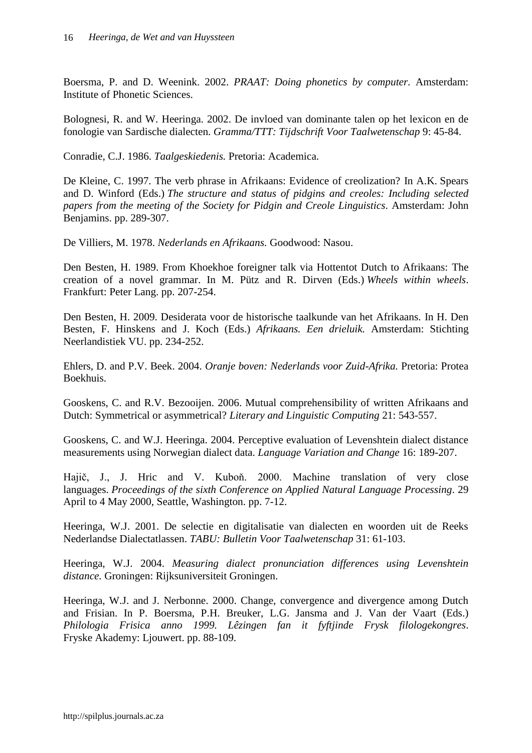Boersma, P. and D. Weenink. 2002. *PRAAT: Doing phonetics by computer*. Amsterdam: Institute of Phonetic Sciences.

Bolognesi, R. and W. Heeringa. 2002. De invloed van dominante talen op het lexicon en de fonologie van Sardische dialecten. *Gramma/TTT: Tijdschrift Voor Taalwetenschap* 9: 45-84.

Conradie, C.J. 1986. *Taalgeskiedenis.* Pretoria: Academica.

De Kleine, C. 1997. The verb phrase in Afrikaans: Evidence of creolization? In A.K. Spears and D. Winford (Eds.) *The structure and status of pidgins and creoles: Including selected papers from the meeting of the Society for Pidgin and Creole Linguistics*. Amsterdam: John Benjamins. pp. 289-307.

De Villiers, M. 1978. *Nederlands en Afrikaans.* Goodwood: Nasou.

Den Besten, H. 1989. From Khoekhoe foreigner talk via Hottentot Dutch to Afrikaans: The creation of a novel grammar. In M. Pütz and R. Dirven (Eds.) *Wheels within wheels*. Frankfurt: Peter Lang. pp. 207-254.

Den Besten, H. 2009. Desiderata voor de historische taalkunde van het Afrikaans. In H. Den Besten, F. Hinskens and J. Koch (Eds.) *Afrikaans. Een drieluik.* Amsterdam: Stichting Neerlandistiek VU. pp. 234-252.

Ehlers, D. and P.V. Beek. 2004. *Oranje boven: Nederlands voor Zuid-Afrika.* Pretoria: Protea Boekhuis.

Gooskens, C. and R.V. Bezooijen. 2006. Mutual comprehensibility of written Afrikaans and Dutch: Symmetrical or asymmetrical? *Literary and Linguistic Computing* 21: 543-557.

Gooskens, C. and W.J. Heeringa. 2004. Perceptive evaluation of Levenshtein dialect distance measurements using Norwegian dialect data. *Language Variation and Change* 16: 189-207.

Hajič, J., J. Hric and V. Kuboň. 2000. Machine translation of very close languages. *Proceedings of the sixth Conference on Applied Natural Language Processing*. 29 April to 4 May 2000, Seattle, Washington. pp. 7-12.

Heeringa, W.J. 2001. De selectie en digitalisatie van dialecten en woorden uit de Reeks Nederlandse Dialectatlassen. *TABU: Bulletin Voor Taalwetenschap* 31: 61-103.

Heeringa, W.J. 2004. *Measuring dialect pronunciation differences using Levenshtein distance.* Groningen: Rijksuniversiteit Groningen.

Heeringa, W.J. and J. Nerbonne. 2000. Change, convergence and divergence among Dutch and Frisian. In P. Boersma, P.H. Breuker, L.G. Jansma and J. Van der Vaart (Eds.) *Philologia Frisica anno 1999. Lêzingen fan it fyftjinde Frysk filologekongres*. Fryske Akademy: Ljouwert. pp. 88-109.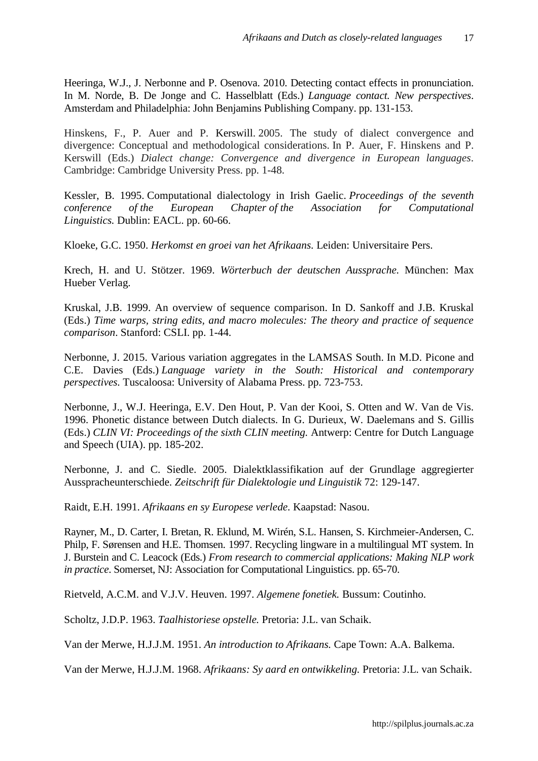Heeringa, W.J., J. Nerbonne and P. Osenova. 2010. Detecting contact effects in pronunciation. In M. Norde, B. De Jonge and C. Hasselblatt (Eds.) *Language contact. New perspectives*. Amsterdam and Philadelphia: John Benjamins Publishing Company. pp. 131-153.

Hinskens, F., P. Auer and P. Kerswill. 2005. The study of dialect convergence and divergence: Conceptual and methodological considerations. In P. Auer, F. Hinskens and P. Kerswill (Eds.) *Dialect change: Convergence and divergence in European languages*. Cambridge: Cambridge University Press. pp. 1-48.

Kessler, B. 1995. Computational dialectology in Irish Gaelic. *Proceedings of the seventh conference of the European Chapter of the Association for Computational Linguistics.* Dublin: EACL. pp. 60-66.

Kloeke, G.C. 1950. *Herkomst en groei van het Afrikaans.* Leiden: Universitaire Pers.

Krech, H. and U. Stötzer. 1969. *Wörterbuch der deutschen Aussprache.* München: Max Hueber Verlag.

Kruskal, J.B. 1999. An overview of sequence comparison. In D. Sankoff and J.B. Kruskal (Eds.) *Time warps, string edits, and macro molecules: The theory and practice of sequence comparison*. Stanford: CSLI. pp. 1-44.

Nerbonne, J. 2015. Various variation aggregates in the LAMSAS South. In M.D. Picone and C.E. Davies (Eds.) *Language variety in the South: Historical and contemporary perspectives*. Tuscaloosa: University of Alabama Press. pp. 723-753.

Nerbonne, J., W.J. Heeringa, E.V. Den Hout, P. Van der Kooi, S. Otten and W. Van de Vis. 1996. Phonetic distance between Dutch dialects. In G. Durieux, W. Daelemans and S. Gillis (Eds.) *CLIN VI: Proceedings of the sixth CLIN meeting.* Antwerp: Centre for Dutch Language and Speech (UIA). pp. 185-202.

Nerbonne, J. and C. Siedle. 2005. Dialektklassifikation auf der Grundlage aggregierter Ausspracheunterschiede. *Zeitschrift für Dialektologie und Linguistik* 72: 129-147.

Raidt, E.H. 1991. *Afrikaans en sy Europese verlede.* Kaapstad: Nasou.

Rayner, M., D. Carter, I. Bretan, R. Eklund, M. Wirén, S.L. Hansen, S. Kirchmeier-Andersen, C. Philp, F. Sørensen and H.E. Thomsen. 1997. Recycling lingware in a multilingual MT system. In J. Burstein and C. Leacock (Eds.) *From research to commercial applications: Making NLP work in practice*. Somerset, NJ: Association for Computational Linguistics. pp. 65-70.

Rietveld, A.C.M. and V.J.V. Heuven. 1997. *Algemene fonetiek.* Bussum: Coutinho.

Scholtz, J.D.P. 1963. *Taalhistoriese opstelle.* Pretoria: J.L. van Schaik.

Van der Merwe, H.J.J.M. 1951. *An introduction to Afrikaans.* Cape Town: A.A. Balkema.

Van der Merwe, H.J.J.M. 1968. *Afrikaans: Sy aard en ontwikkeling.* Pretoria: J.L. van Schaik.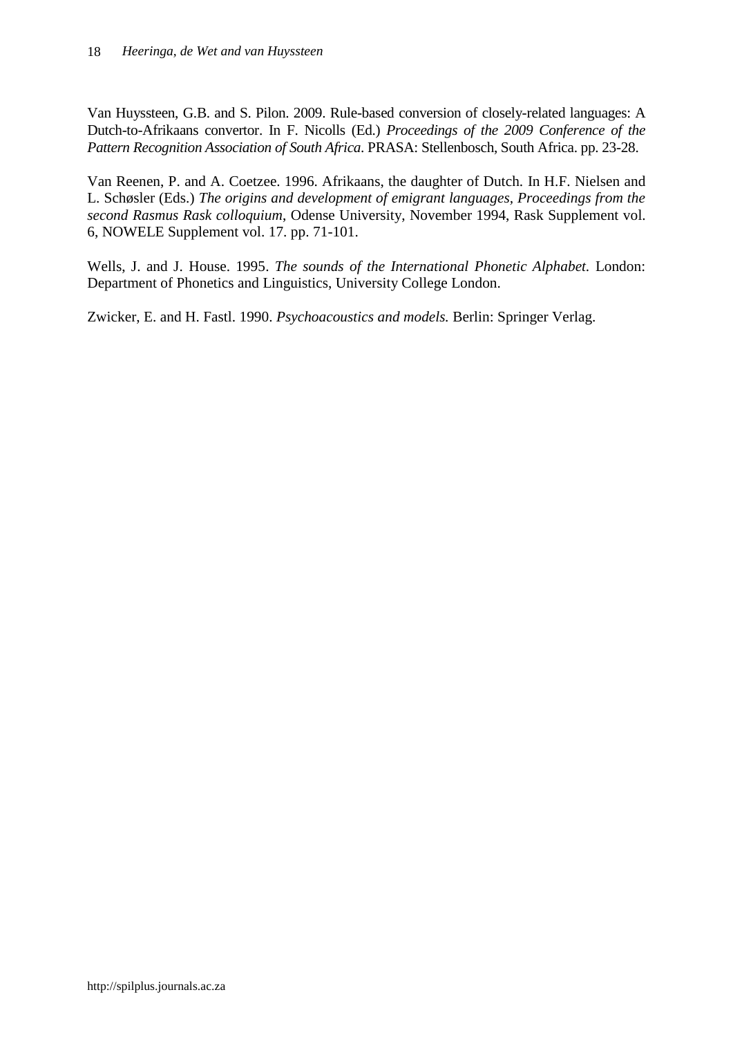Van Huyssteen, G.B. and S. Pilon. 2009. Rule-based conversion of closely-related languages: A Dutch-to-Afrikaans convertor. In F. Nicolls (Ed.) *Proceedings of the 2009 Conference of the Pattern Recognition Association of South Africa*. PRASA: Stellenbosch, South Africa. pp. 23-28.

Van Reenen, P. and A. Coetzee. 1996. Afrikaans, the daughter of Dutch. In H.F. Nielsen and L. Schøsler (Eds.) *The origins and development of emigrant languages, Proceedings from the second Rasmus Rask colloquium*, Odense University, November 1994, Rask Supplement vol. 6, NOWELE Supplement vol. 17. pp. 71-101.

Wells, J. and J. House. 1995. *The sounds of the International Phonetic Alphabet*. London: Department of Phonetics and Linguistics, University College London.

Zwicker, E. and H. Fastl. 1990. *Psychoacoustics and models.* Berlin: Springer Verlag.